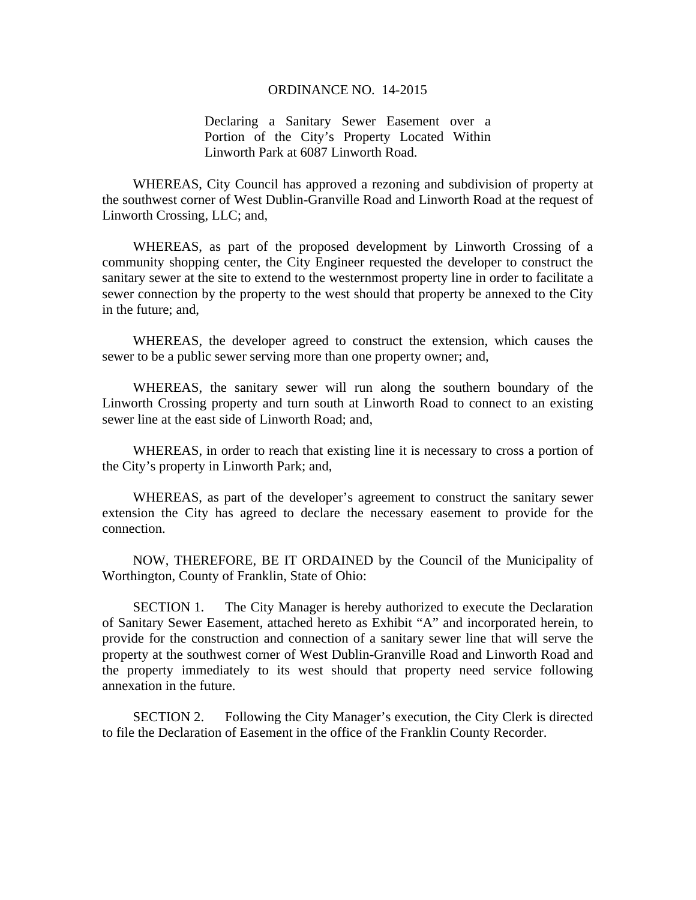# ORDINANCE NO. 14-2015

Declaring a Sanitary Sewer Easement over a Portion of the City's Property Located Within Linworth Park at 6087 Linworth Road.

WHEREAS, City Council has approved a rezoning and subdivision of property at the southwest corner of West Dublin-Granville Road and Linworth Road at the request of Linworth Crossing, LLC; and,

WHEREAS, as part of the proposed development by Linworth Crossing of a community shopping center, the City Engineer requested the developer to construct the sanitary sewer at the site to extend to the westernmost property line in order to facilitate a sewer connection by the property to the west should that property be annexed to the City in the future; and,

WHEREAS, the developer agreed to construct the extension, which causes the sewer to be a public sewer serving more than one property owner; and,

WHEREAS, the sanitary sewer will run along the southern boundary of the Linworth Crossing property and turn south at Linworth Road to connect to an existing sewer line at the east side of Linworth Road; and,

WHEREAS, in order to reach that existing line it is necessary to cross a portion of the City's property in Linworth Park; and,

WHEREAS, as part of the developer's agreement to construct the sanitary sewer extension the City has agreed to declare the necessary easement to provide for the connection.

NOW, THEREFORE, BE IT ORDAINED by the Council of the Municipality of Worthington, County of Franklin, State of Ohio:

SECTION 1. The City Manager is hereby authorized to execute the Declaration of Sanitary Sewer Easement, attached hereto as Exhibit "A" and incorporated herein, to provide for the construction and connection of a sanitary sewer line that will serve the property at the southwest corner of West Dublin-Granville Road and Linworth Road and the property immediately to its west should that property need service following annexation in the future.

SECTION 2. Following the City Manager's execution, the City Clerk is directed to file the Declaration of Easement in the office of the Franklin County Recorder.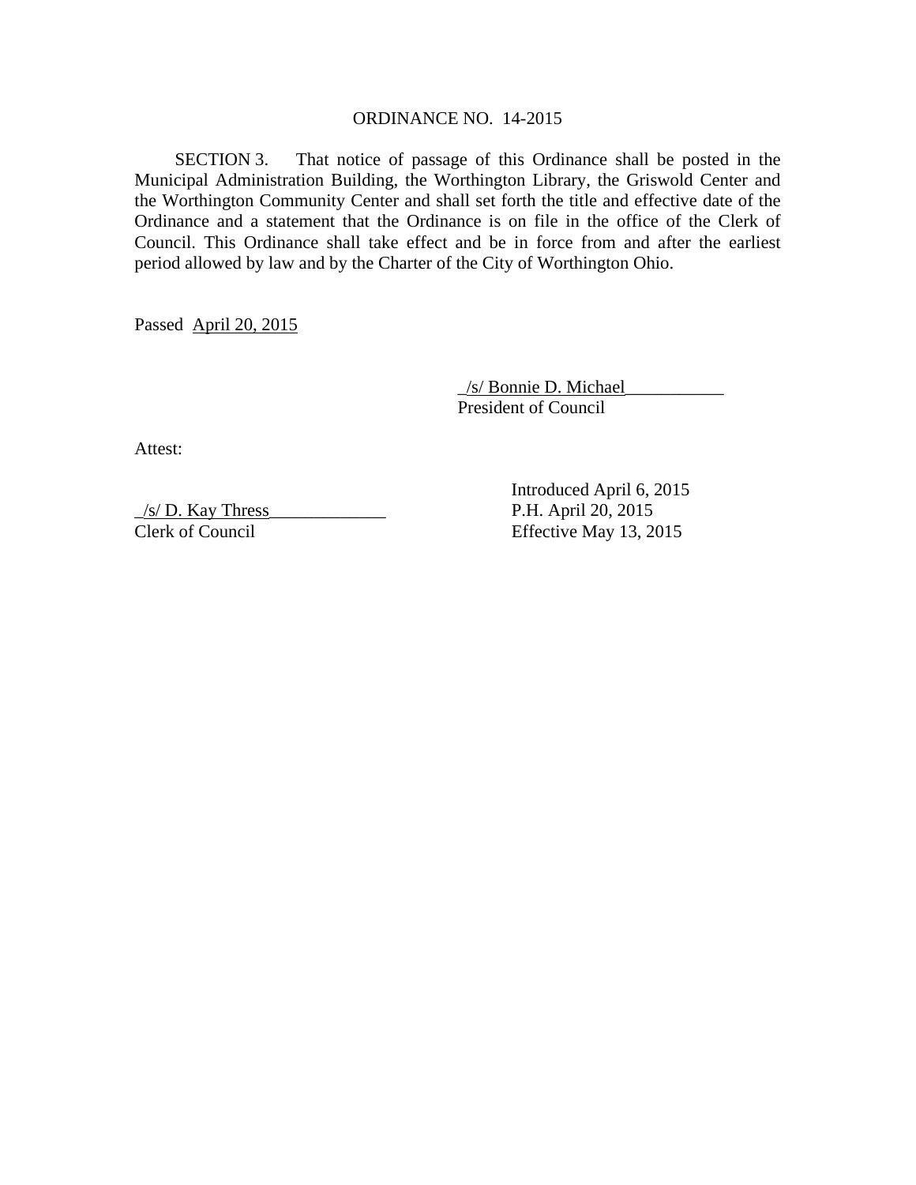ORDINANCE NO. 14-2015

SECTION 3. That notice of passage of this Ordinance shall be posted in the Municipal Administration Building, the Worthington Library, the Griswold Center and the Worthington Community Center and shall set forth the title and effective date of the Ordinance and a statement that the Ordinance is on file in the office of the Clerk of Council. This Ordinance shall take effect and be in force from and after the earliest period allowed by law and by the Charter of the City of Worthington Ohio.

Passed April 20, 2015

_/s/ Bonnie D. Michael___________
President of Council

Attest:

_/s/ D. Kay Thress_____________
Clerk of Council

Introduced April 6, 2015
P.H. April 20, 2015
Effective May 13, 2015